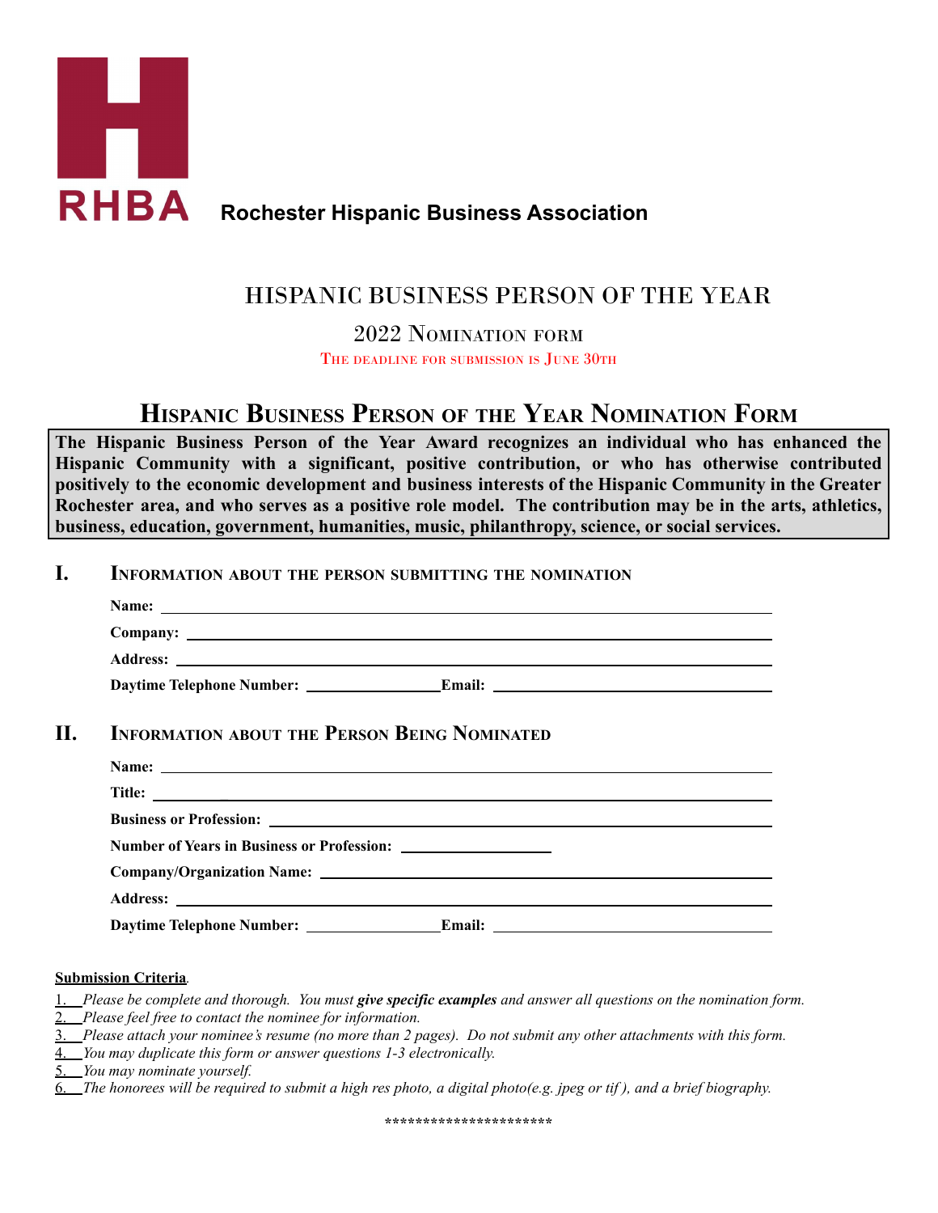**RHBA** **Rochester Hispanic Business Association**

# HISPANIC BUSINESS PERSON OF THE YEAR

## 2022 Nomination form

The deadline for submission is June 30th

## Hispanic Business Person of the Year Nomination Form

**The Hispanic Business Person of the Year Award recognizes an individual who has enhanced the Hispanic Community with a significant, positive contribution, or who has otherwise contributed positively to the economic development and business interests of the Hispanic Community in the Greater Rochester area, and who serves as a positive role model. The contribution may be in the arts, athletics, business, education, government, humanities, music, philanthropy, science, or social services.**

### I. Information about the person submitting the nomination

**Name:** ______________________________

**Company:** ______________________________

**Address:** ______________________________

**Daytime Telephone Number:** ________________ **Email:** ______________________________

### II. Information about the Person Being Nominated

**Name:** ______________________________

**Title:** ______________________________

**Business or Profession:** ______________________________

**Number of Years in Business or Profession:** ________________

**Company/Organization Name:** ______________________________

**Address:** ______________________________

**Daytime Telephone Number:** ________________ **Email:** ______________________________

**Submission Criteria**.

1. *Please be complete and thorough. You must* ***give specific examples*** *and answer all questions on the nomination form.*
2. *Please feel free to contact the nominee for information.*
3. *Please attach your nominee's resume (no more than 2 pages). Do not submit any other attachments with this form.*
4. *You may duplicate this form or answer questions 1-3 electronically.*
5. *You may nominate yourself.*
6. *The honorees will be required to submit a high res photo, a digital photo(e.g. jpeg or tif ), and a brief biography.*

*********************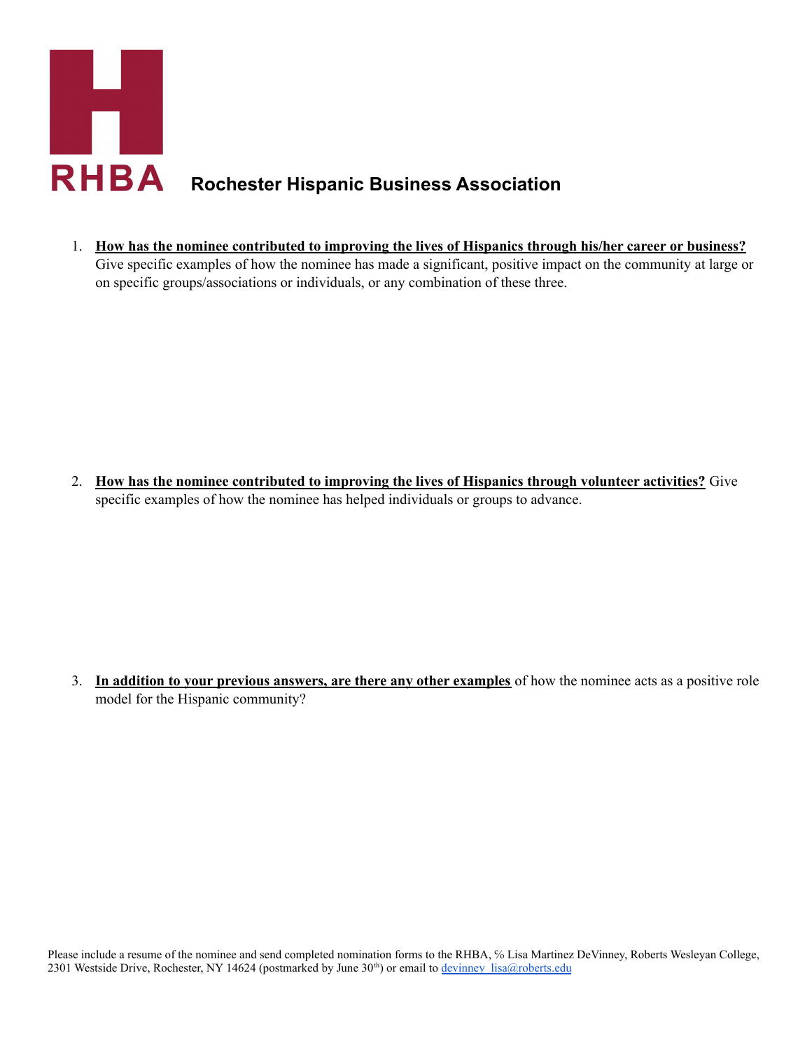**RHBA** **Rochester Hispanic Business Association**

1. **<u>How has the nominee contributed to improving the lives of Hispanics through his/her career or business?</u>** Give specific examples of how the nominee has made a significant, positive impact on the community at large or on specific groups/associations or individuals, or any combination of these three.

2. **<u>How has the nominee contributed to improving the lives of Hispanics through volunteer activities?</u>** Give specific examples of how the nominee has helped individuals or groups to advance.

3. **<u>In addition to your previous answers, are there any other examples</u>** of how the nominee acts as a positive role model for the Hispanic community?

Please include a resume of the nominee and send completed nomination forms to the RHBA, ℅ Lisa Martinez DeVinney, Roberts Wesleyan College, 2301 Westside Drive, Rochester, NY 14624 (postmarked by June 30th) or email to devinney_lisa@roberts.edu